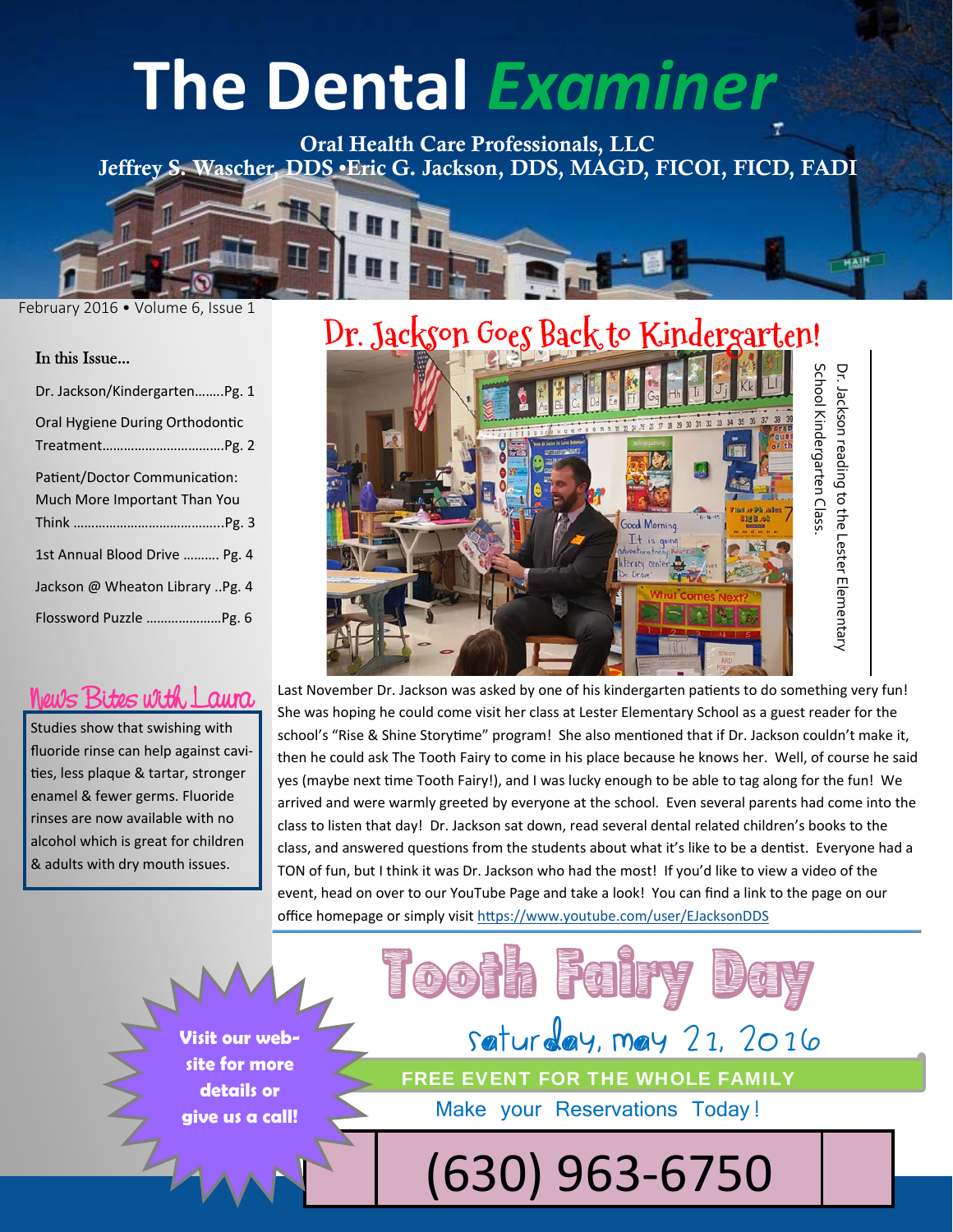# The Dental *Examiner*

**Oral Health Care Professionals, LLC**
**Jeffrey S. Wascher, DDS •Eric G. Jackson, DDS, MAGD, FICOI, FICD, FADI**

February 2016 • Volume 6, Issue 1

### In this Issue...

- Dr. Jackson/Kindergarten........Pg. 1
- Oral Hygiene During Orthodontic Treatment.................................Pg. 2
- Patient/Doctor Communication: Much More Important Than You Think ........................................Pg. 3
- 1st Annual Blood Drive .......... Pg. 4
- Jackson @ Wheaton Library ..Pg. 4
- Flossword Puzzle ....................Pg. 6

## News Bites with Laura

Studies show that swishing with fluoride rinse can help against cavities, less plaque & tartar, stronger enamel & fewer germs. Fluoride rinses are now available with no alcohol which is great for children & adults with dry mouth issues.

## Dr. Jackson Goes Back to Kindergarten!

Dr. Jackson reading to the Lester Elementary School Kindergarten Class.

Last November Dr. Jackson was asked by one of his kindergarten patients to do something very fun! She was hoping he could come visit her class at Lester Elementary School as a guest reader for the school's "Rise & Shine Storytime" program! She also mentioned that if Dr. Jackson couldn't make it, then he could ask The Tooth Fairy to come in his place because he knows her. Well, of course he said yes (maybe next time Tooth Fairy!), and I was lucky enough to be able to tag along for the fun! We arrived and were warmly greeted by everyone at the school. Even several parents had come into the class to listen that day! Dr. Jackson sat down, read several dental related children's books to the class, and answered questions from the students about what it's like to be a dentist. Everyone had a TON of fun, but I think it was Dr. Jackson who had the most! If you'd like to view a video of the event, head on over to our YouTube Page and take a look! You can find a link to the page on our office homepage or simply visit https://www.youtube.com/user/EJacksonDDS

## Tooth Fairy Day

Saturday, May 21, 2016

**FREE EVENT FOR THE WHOLE FAMILY**

Make your Reservations Today!

(630) 963-6750

**Visit our website for more details or give us a call!**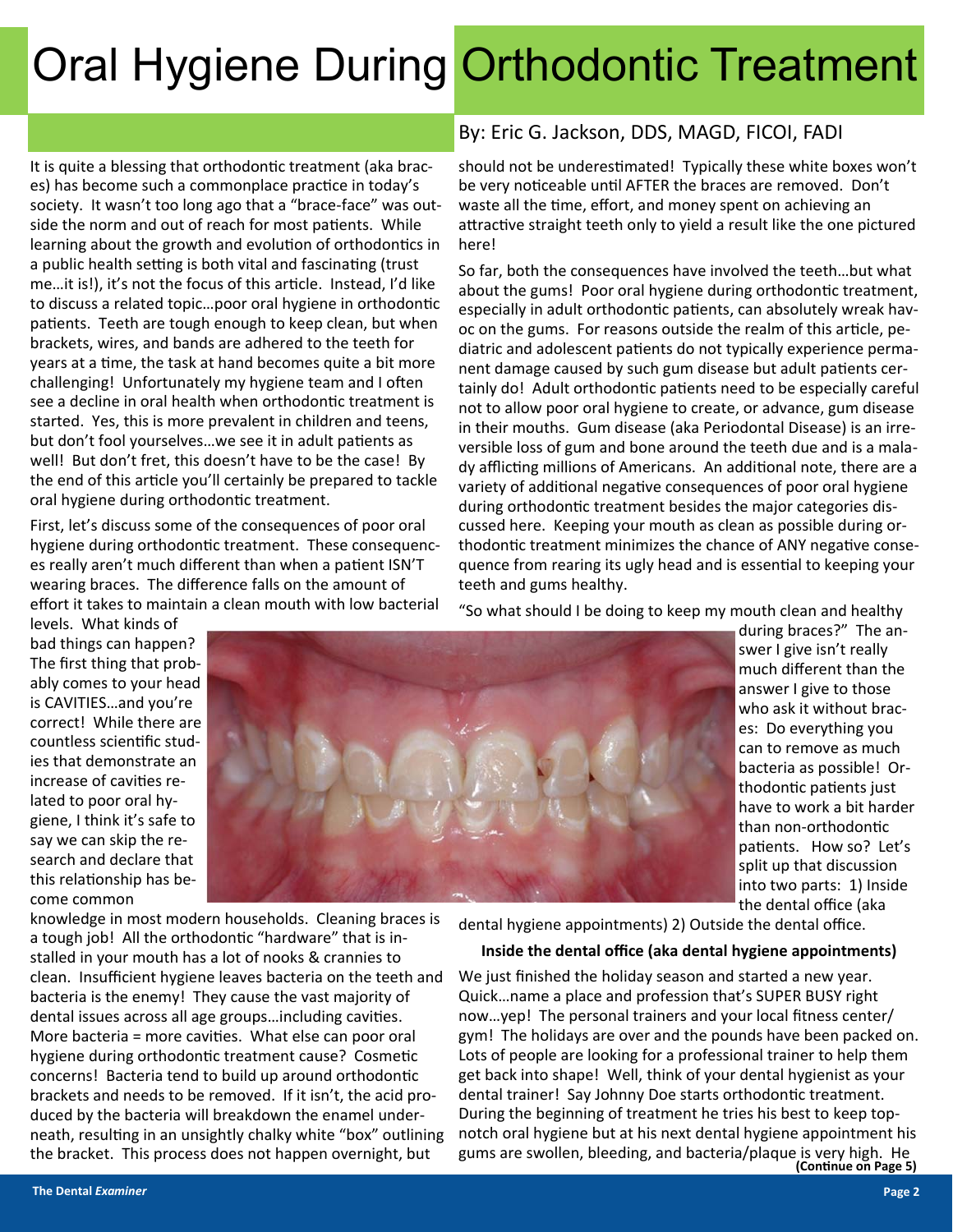# Oral Hygiene During Orthodontic Treatment

By: Eric G. Jackson, DDS, MAGD, FICOI, FADI

It is quite a blessing that orthodontic treatment (aka braces) has become such a commonplace practice in today's society. It wasn't too long ago that a "brace-face" was outside the norm and out of reach for most patients. While learning about the growth and evolution of orthodontics in a public health setting is both vital and fascinating (trust me…it is!), it's not the focus of this article. Instead, I'd like to discuss a related topic…poor oral hygiene in orthodontic patients. Teeth are tough enough to keep clean, but when brackets, wires, and bands are adhered to the teeth for years at a time, the task at hand becomes quite a bit more challenging! Unfortunately my hygiene team and I often see a decline in oral health when orthodontic treatment is started. Yes, this is more prevalent in children and teens, but don't fool yourselves…we see it in adult patients as well! But don't fret, this doesn't have to be the case! By the end of this article you'll certainly be prepared to tackle oral hygiene during orthodontic treatment.

First, let's discuss some of the consequences of poor oral hygiene during orthodontic treatment. These consequences really aren't much different than when a patient ISN'T wearing braces. The difference falls on the amount of effort it takes to maintain a clean mouth with low bacterial levels. What kinds of bad things can happen? The first thing that probably comes to your head is CAVITIES…and you're correct! While there are countless scientific studies that demonstrate an increase of cavities related to poor oral hygiene, I think it's safe to say we can skip the research and declare that this relationship has become common knowledge in most modern households. Cleaning braces is a tough job! All the orthodontic "hardware" that is installed in your mouth has a lot of nooks & crannies to clean. Insufficient hygiene leaves bacteria on the teeth and bacteria is the enemy! They cause the vast majority of dental issues across all age groups…including cavities. More bacteria = more cavities. What else can poor oral hygiene during orthodontic treatment cause? Cosmetic concerns! Bacteria tend to build up around orthodontic brackets and needs to be removed. If it isn't, the acid produced by the bacteria will breakdown the enamel underneath, resulting in an unsightly chalky white "box" outlining the bracket. This process does not happen overnight, but should not be underestimated! Typically these white boxes won't be very noticeable until AFTER the braces are removed. Don't waste all the time, effort, and money spent on achieving an attractive straight teeth only to yield a result like the one pictured here!

So far, both the consequences have involved the teeth…but what about the gums! Poor oral hygiene during orthodontic treatment, especially in adult orthodontic patients, can absolutely wreak havoc on the gums. For reasons outside the realm of this article, pediatric and adolescent patients do not typically experience permanent damage caused by such gum disease but adult patients certainly do! Adult orthodontic patients need to be especially careful not to allow poor oral hygiene to create, or advance, gum disease in their mouths. Gum disease (aka Periodontal Disease) is an irreversible loss of gum and bone around the teeth due and is a malady afflicting millions of Americans. An additional note, there are a variety of additional negative consequences of poor oral hygiene during orthodontic treatment besides the major categories discussed here. Keeping your mouth as clean as possible during orthodontic treatment minimizes the chance of ANY negative consequence from rearing its ugly head and is essential to keeping your teeth and gums healthy.

"So what should I be doing to keep my mouth clean and healthy during braces?" The answer I give isn't really much different than the answer I give to those who ask it without braces: Do everything you can to remove as much bacteria as possible! Orthodontic patients just have to work a bit harder than non-orthodontic patients. How so? Let's split up that discussion into two parts: 1) Inside the dental office (aka dental hygiene appointments) 2) Outside the dental office.

**Inside the dental office (aka dental hygiene appointments)**

We just finished the holiday season and started a new year. Quick…name a place and profession that's SUPER BUSY right now…yep! The personal trainers and your local fitness center/gym! The holidays are over and the pounds have been packed on. Lots of people are looking for a professional trainer to help them get back into shape! Well, think of your dental hygienist as your dental trainer! Say Johnny Doe starts orthodontic treatment. During the beginning of treatment he tries his best to keep top-notch oral hygiene but at his next dental hygiene appointment his gums are swollen, bleeding, and bacteria/plaque is very high. He

**(Continue on Page 5)**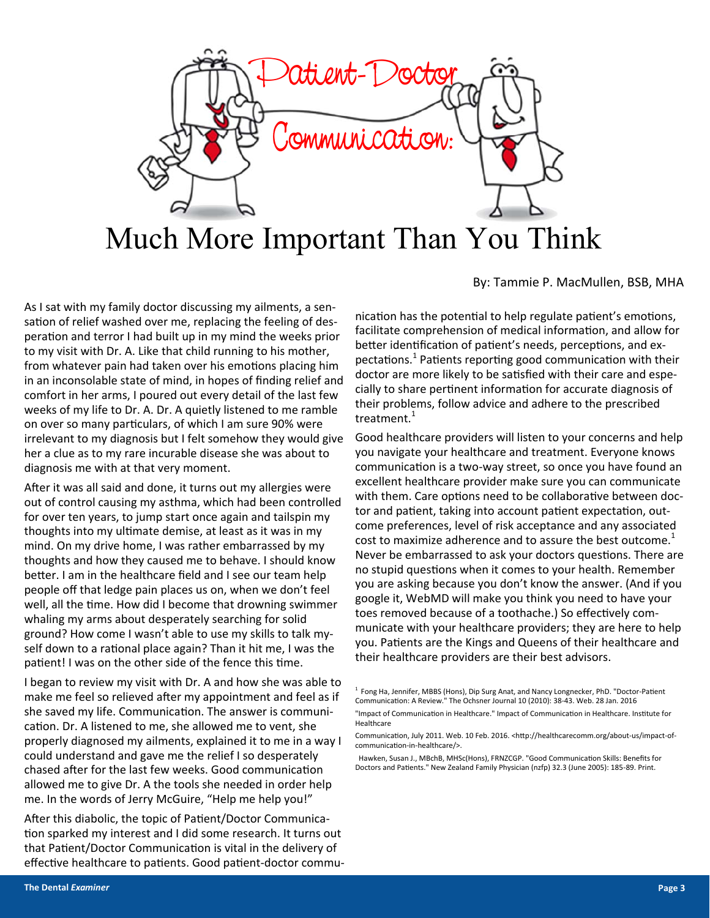# Patient-Doctor Communication: Much More Important Than You Think

By: Tammie P. MacMullen, BSB, MHA

As I sat with my family doctor discussing my ailments, a sensation of relief washed over me, replacing the feeling of desperation and terror I had built up in my mind the weeks prior to my visit with Dr. A. Like that child running to his mother, from whatever pain had taken over his emotions placing him in an inconsolable state of mind, in hopes of finding relief and comfort in her arms, I poured out every detail of the last few weeks of my life to Dr. A. Dr. A quietly listened to me ramble on over so many particulars, of which I am sure 90% were irrelevant to my diagnosis but I felt somehow they would give her a clue as to my rare incurable disease she was about to diagnosis me with at that very moment.

After it was all said and done, it turns out my allergies were out of control causing my asthma, which had been controlled for over ten years, to jump start once again and tailspin my thoughts into my ultimate demise, at least as it was in my mind. On my drive home, I was rather embarrassed by my thoughts and how they caused me to behave. I should know better. I am in the healthcare field and I see our team help people off that ledge pain places us on, when we don't feel well, all the time. How did I become that drowning swimmer whaling my arms about desperately searching for solid ground? How come I wasn't able to use my skills to talk myself down to a rational place again? Than it hit me, I was the patient! I was on the other side of the fence this time.

I began to review my visit with Dr. A and how she was able to make me feel so relieved after my appointment and feel as if she saved my life. Communication. The answer is communication. Dr. A listened to me, she allowed me to vent, she properly diagnosed my ailments, explained it to me in a way I could understand and gave me the relief I so desperately chased after for the last few weeks. Good communication allowed me to give Dr. A the tools she needed in order help me. In the words of Jerry McGuire, "Help me help you!"

After this diabolic, the topic of Patient/Doctor Communication sparked my interest and I did some research. It turns out that Patient/Doctor Communication is vital in the delivery of effective healthcare to patients. Good patient-doctor communication has the potential to help regulate patient's emotions, facilitate comprehension of medical information, and allow for better identification of patient's needs, perceptions, and expectations.[1] Patients reporting good communication with their doctor are more likely to be satisfied with their care and especially to share pertinent information for accurate diagnosis of their problems, follow advice and adhere to the prescribed treatment.[1]

Good healthcare providers will listen to your concerns and help you navigate your healthcare and treatment. Everyone knows communication is a two-way street, so once you have found an excellent healthcare provider make sure you can communicate with them. Care options need to be collaborative between doctor and patient, taking into account patient expectation, outcome preferences, level of risk acceptance and any associated cost to maximize adherence and to assure the best outcome.[1] Never be embarrassed to ask your doctors questions. There are no stupid questions when it comes to your health. Remember you are asking because you don't know the answer. (And if you google it, WebMD will make you think you need to have your toes removed because of a toothache.) So effectively communicate with your healthcare providers; they are here to help you. Patients are the Kings and Queens of their healthcare and their healthcare providers are their best advisors.

[1] Fong Ha, Jennifer, MBBS (Hons), Dip Surg Anat, and Nancy Longnecker, PhD. "Doctor-Patient Communication: A Review." The Ochsner Journal 10 (2010): 38-43. Web. 28 Jan. 2016

"Impact of Communication in Healthcare." Impact of Communication in Healthcare. Institute for Healthcare

Communication, July 2011. Web. 10 Feb. 2016. <http://healthcarecomm.org/about-us/impact-of-communication-in-healthcare/>.

Hawken, Susan J., MBChB, MHSc(Hons), FRNZCGP. "Good Communication Skills: Benefits for Doctors and Patients." New Zealand Family Physician (nzfp) 32.3 (June 2005): 185-89. Print.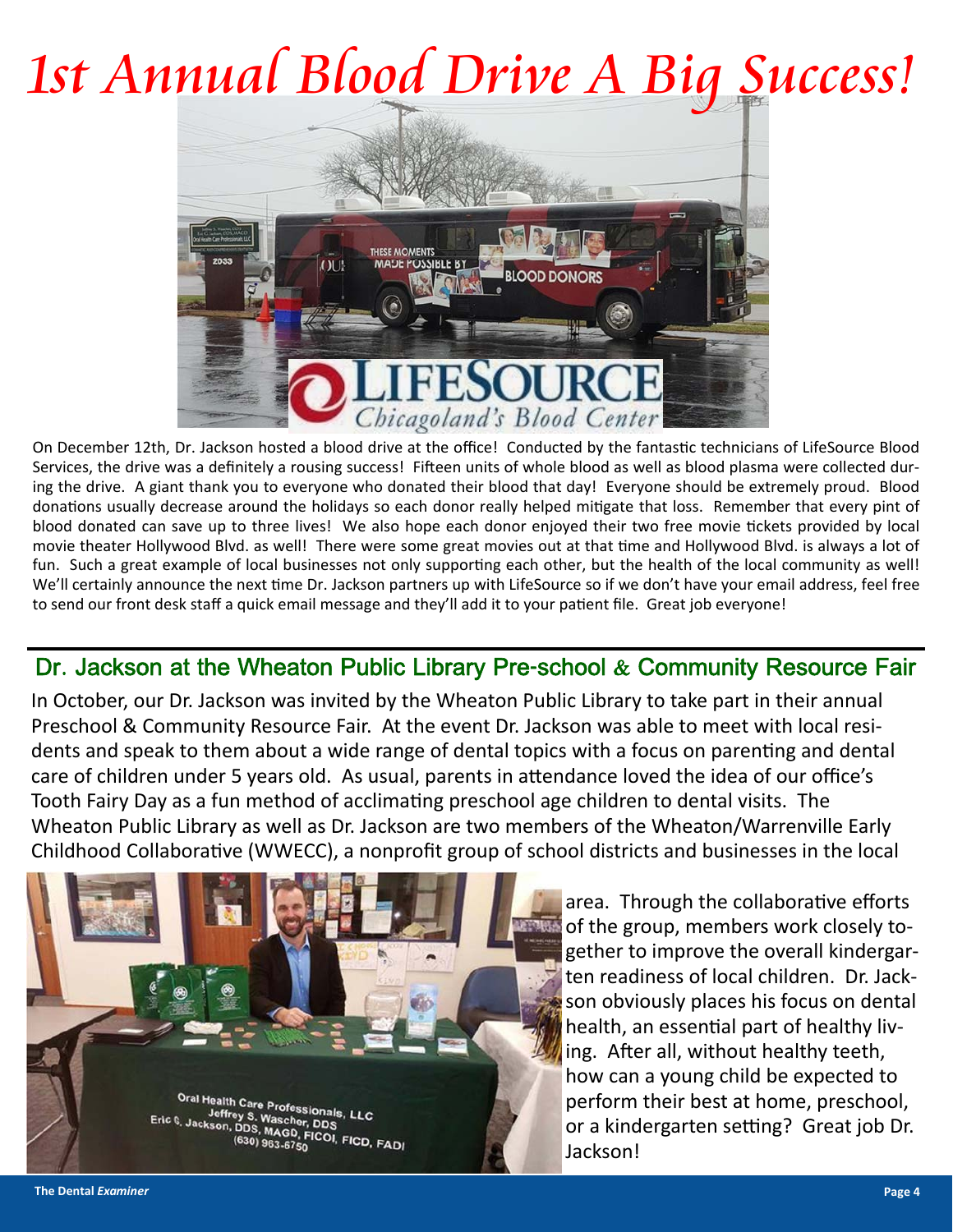# 1st Annual Blood Drive A Big Success!

On December 12th, Dr. Jackson hosted a blood drive at the office! Conducted by the fantastic technicians of LifeSource Blood Services, the drive was a definitely a rousing success! Fifteen units of whole blood as well as blood plasma were collected during the drive. A giant thank you to everyone who donated their blood that day! Everyone should be extremely proud. Blood donations usually decrease around the holidays so each donor really helped mitigate that loss. Remember that every pint of blood donated can save up to three lives! We also hope each donor enjoyed their two free movie tickets provided by local movie theater Hollywood Blvd. as well! There were some great movies out at that time and Hollywood Blvd. is always a lot of fun. Such a great example of local businesses not only supporting each other, but the health of the local community as well! We'll certainly announce the next time Dr. Jackson partners up with LifeSource so if we don't have your email address, feel free to send our front desk staff a quick email message and they'll add it to your patient file. Great job everyone!

## Dr. Jackson at the Wheaton Public Library Pre-school & Community Resource Fair

In October, our Dr. Jackson was invited by the Wheaton Public Library to take part in their annual Preschool & Community Resource Fair. At the event Dr. Jackson was able to meet with local residents and speak to them about a wide range of dental topics with a focus on parenting and dental care of children under 5 years old. As usual, parents in attendance loved the idea of our office's Tooth Fairy Day as a fun method of acclimating preschool age children to dental visits. The Wheaton Public Library as well as Dr. Jackson are two members of the Wheaton/Warrenville Early Childhood Collaborative (WWECC), a nonprofit group of school districts and businesses in the local area. Through the collaborative efforts of the group, members work closely together to improve the overall kindergarten readiness of local children. Dr. Jackson obviously places his focus on dental health, an essential part of healthy living. After all, without healthy teeth, how can a young child be expected to perform their best at home, preschool, or a kindergarten setting? Great job Dr. Jackson!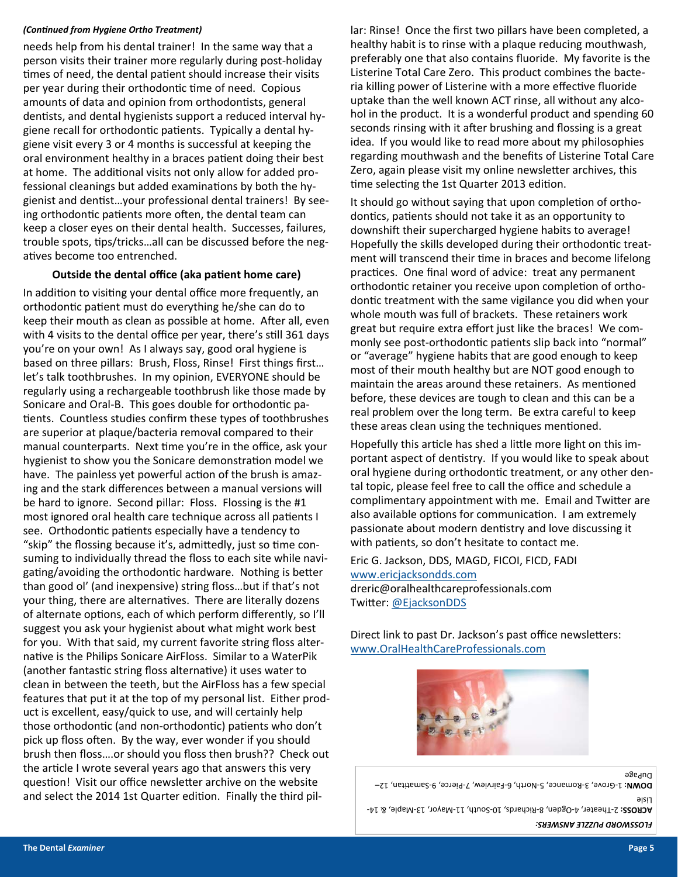*(Continued from Hygiene Ortho Treatment)*

needs help from his dental trainer! In the same way that a person visits their trainer more regularly during post-holiday times of need, the dental patient should increase their visits per year during their orthodontic time of need. Copious amounts of data and opinion from orthodontists, general dentists, and dental hygienists support a reduced interval hygiene recall for orthodontic patients. Typically a dental hygiene visit every 3 or 4 months is successful at keeping the oral environment healthy in a braces patient doing their best at home. The additional visits not only allow for added professional cleanings but added examinations by both the hygienist and dentist…your professional dental trainers! By seeing orthodontic patients more often, the dental team can keep a closer eyes on their dental health. Successes, failures, trouble spots, tips/tricks…all can be discussed before the negatives become too entrenched.

**Outside the dental office (aka patient home care)**

In addition to visiting your dental office more frequently, an orthodontic patient must do everything he/she can do to keep their mouth as clean as possible at home. After all, even with 4 visits to the dental office per year, there's still 361 days you're on your own! As I always say, good oral hygiene is based on three pillars: Brush, Floss, Rinse! First things first…let's talk toothbrushes. In my opinion, EVERYONE should be regularly using a rechargeable toothbrush like those made by Sonicare and Oral-B. This goes double for orthodontic patients. Countless studies confirm these types of toothbrushes are superior at plaque/bacteria removal compared to their manual counterparts. Next time you're in the office, ask your hygienist to show you the Sonicare demonstration model we have. The painless yet powerful action of the brush is amazing and the stark differences between a manual versions will be hard to ignore. Second pillar: Floss. Flossing is the #1 most ignored oral health care technique across all patients I see. Orthodontic patients especially have a tendency to "skip" the flossing because it's, admittedly, just so time consuming to individually thread the floss to each site while navigating/avoiding the orthodontic hardware. Nothing is better than good ol' (and inexpensive) string floss…but if that's not your thing, there are alternatives. There are literally dozens of alternate options, each of which perform differently, so I'll suggest you ask your hygienist about what might work best for you. With that said, my current favorite string floss alternative is the Philips Sonicare AirFloss. Similar to a WaterPik (another fantastic string floss alternative) it uses water to clean in between the teeth, but the AirFloss has a few special features that put it at the top of my personal list. Either product is excellent, easy/quick to use, and will certainly help those orthodontic (and non-orthodontic) patients who don't pick up floss often. By the way, ever wonder if you should brush then floss….or should you floss then brush?? Check out the article I wrote several years ago that answers this very question! Visit our office newsletter archive on the website and select the 2014 1st Quarter edition. Finally the third pillar: Rinse! Once the first two pillars have been completed, a healthy habit is to rinse with a plaque reducing mouthwash, preferably one that also contains fluoride. My favorite is the Listerine Total Care Zero. This product combines the bacteria killing power of Listerine with a more effective fluoride uptake than the well known ACT rinse, all without any alcohol in the product. It is a wonderful product and spending 60 seconds rinsing with it after brushing and flossing is a great idea. If you would like to read more about my philosophies regarding mouthwash and the benefits of Listerine Total Care Zero, again please visit my online newsletter archives, this time selecting the 1st Quarter 2013 edition.

It should go without saying that upon completion of orthodontics, patients should not take it as an opportunity to downshift their supercharged hygiene habits to average! Hopefully the skills developed during their orthodontic treatment will transcend their time in braces and become lifelong practices. One final word of advice: treat any permanent orthodontic retainer you receive upon completion of orthodontic treatment with the same vigilance you did when your whole mouth was full of brackets. These retainers work great but require extra effort just like the braces! We commonly see post-orthodontic patients slip back into "normal" or "average" hygiene habits that are good enough to keep most of their mouth healthy but are NOT good enough to maintain the areas around these retainers. As mentioned before, these devices are tough to clean and this can be a real problem over the long term. Be extra careful to keep these areas clean using the techniques mentioned.

Hopefully this article has shed a little more light on this important aspect of dentistry. If you would like to speak about oral hygiene during orthodontic treatment, or any other dental topic, please feel free to call the office and schedule a complimentary appointment with me. Email and Twitter are also available options for communication. I am extremely passionate about modern dentistry and love discussing it with patients, so don't hesitate to contact me.

Eric G. Jackson, DDS, MAGD, FICOI, FICD, FADI
www.ericjacksondds.com
dreric@oralhealthcareprofessionals.com
Twitter: @EjacksonDDS

Direct link to past Dr. Jackson's past office newsletters: www.OralHealthCareProfessionals.com

*FLOSSWORD PUZZLE ANSWERS:*

**ACROSS:** 2-Theater, 4-Ogden, 8-Richards, 10-South, 11-Mayor, 13-Maple, & 14-Lisle

**DOWN:** 1-Grove, 3-Romance, 5-North, 6-Fairview, 7-Pierce, 9-Samattian, 12-DuPage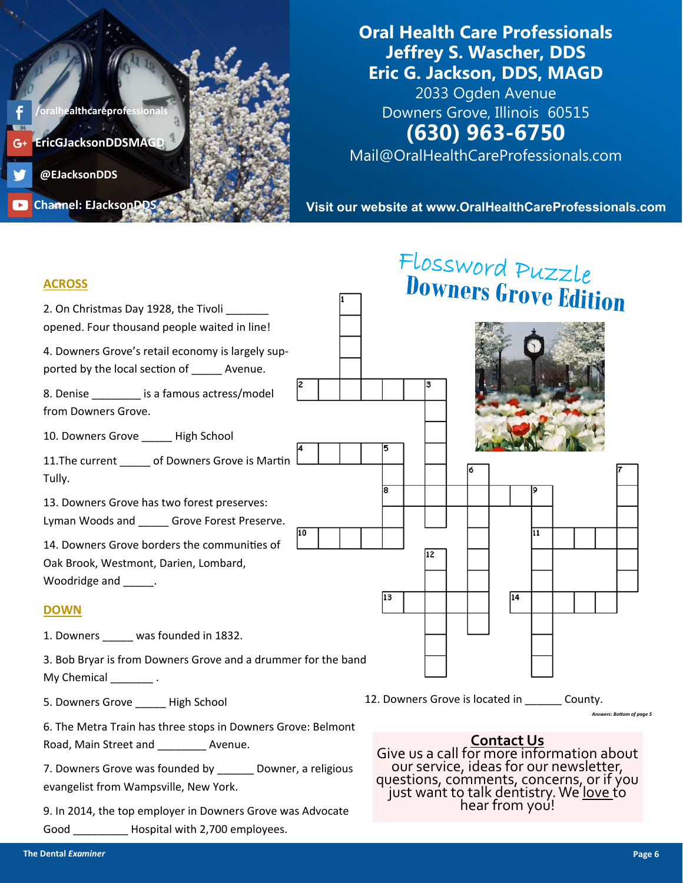# Oral Health Care Professionals

**Jeffrey S. Wascher, DDS**
**Eric G. Jackson, DDS, MAGD**
2033 Ogden Avenue
Downers Grove, Illinois 60515
**(630) 963-6750**
Mail@OralHealthCareProfessionals.com

**Visit our website at www.OralHealthCareProfessionals.com**

/oralhealthcareprofessionals
EricGJacksonDDSMAGD
@EJacksonDDS
Channel: EJacksonDDS

## Flossword Puzzle
## Downers Grove Edition

### ACROSS

2. On Christmas Day 1928, the Tivoli _______ opened. Four thousand people waited in line!

4. Downers Grove's retail economy is largely supported by the local section of _____ Avenue.

8. Denise ________ is a famous actress/model from Downers Grove.

10. Downers Grove _____ High School

11. The current _____ of Downers Grove is Martin Tully.

13. Downers Grove has two forest preserves: Lyman Woods and _____ Grove Forest Preserve.

14. Downers Grove borders the communities of Oak Brook, Westmont, Darien, Lombard, Woodridge and _____.

### DOWN

1. Downers _____ was founded in 1832.

3. Bob Bryar is from Downers Grove and a drummer for the band My Chemical _______ .

5. Downers Grove _____ High School

6. The Metra Train has three stops in Downers Grove: Belmont Road, Main Street and ________ Avenue.

7. Downers Grove was founded by ______ Downer, a religious evangelist from Wampsville, New York.

9. In 2014, the top employer in Downers Grove was Advocate Good _________ Hospital with 2,700 employees.

12. Downers Grove is located in ______ County.

*Answers: Bottom of page 5*

## Contact Us

Give us a call for more information about our service, ideas for our newsletter, questions, comments, concerns, or if you just want to talk dentistry. We love to hear from you!